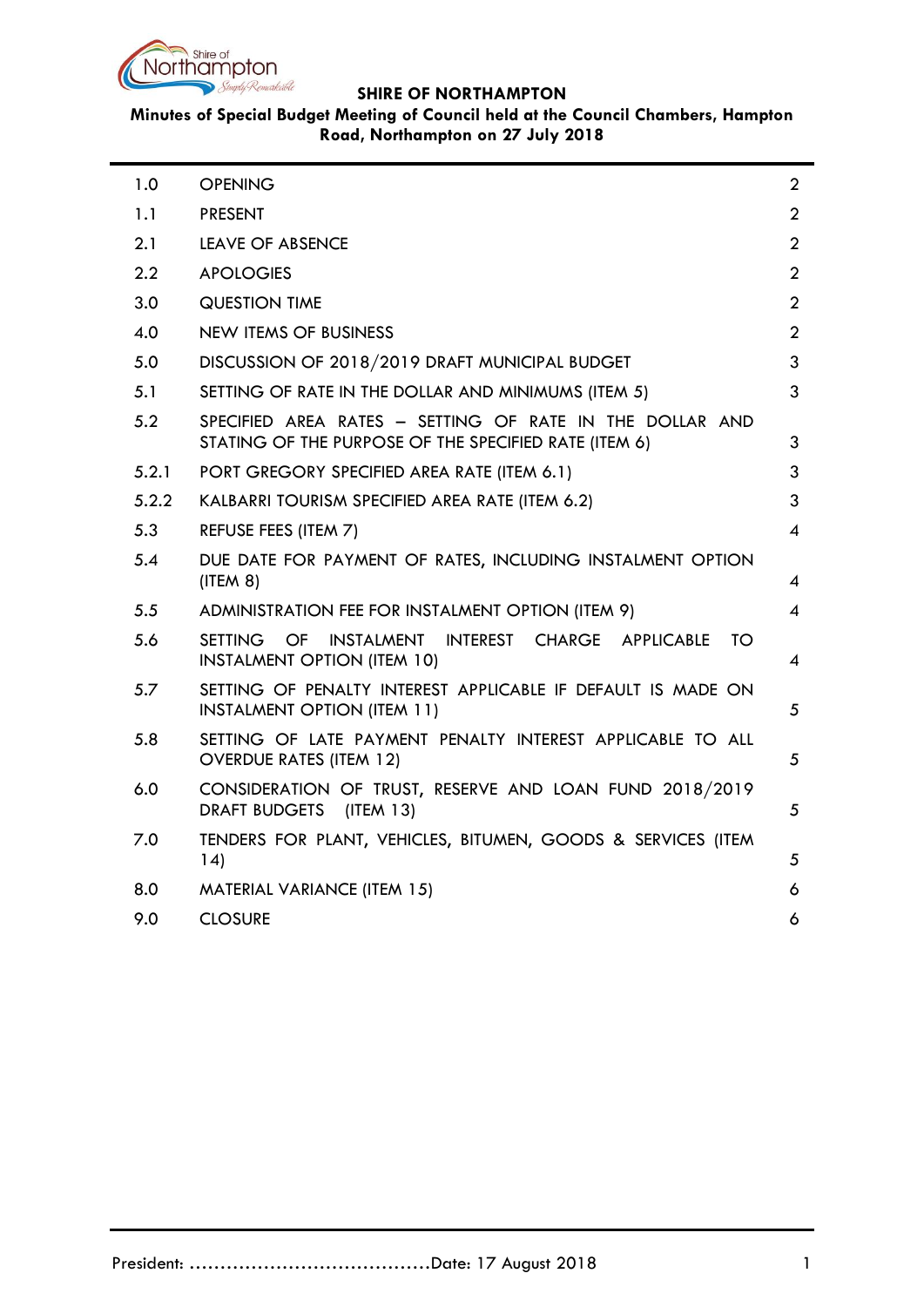# SHIRE OF NORTHAMPTON

**Minutes of Special Budget Meeting of Council held at the Council Chambers, Hampton Road, Northampton on 27 July 2018**

| | | |
|---|---|---|
| 1.0 | OPENING | 2 |
| 1.1 | PRESENT | 2 |
| 2.1 | LEAVE OF ABSENCE | 2 |
| 2.2 | APOLOGIES | 2 |
| 3.0 | QUESTION TIME | 2 |
| 4.0 | NEW ITEMS OF BUSINESS | 2 |
| 5.0 | DISCUSSION OF 2018/2019 DRAFT MUNICIPAL BUDGET | 3 |
| 5.1 | SETTING OF RATE IN THE DOLLAR AND MINIMUMS (ITEM 5) | 3 |
| 5.2 | SPECIFIED AREA RATES – SETTING OF RATE IN THE DOLLAR AND STATING OF THE PURPOSE OF THE SPECIFIED RATE (ITEM 6) | 3 |
| 5.2.1 | PORT GREGORY SPECIFIED AREA RATE (ITEM 6.1) | 3 |
| 5.2.2 | KALBARRI TOURISM SPECIFIED AREA RATE (ITEM 6.2) | 3 |
| 5.3 | REFUSE FEES (ITEM 7) | 4 |
| 5.4 | DUE DATE FOR PAYMENT OF RATES, INCLUDING INSTALMENT OPTION (ITEM 8) | 4 |
| 5.5 | ADMINISTRATION FEE FOR INSTALMENT OPTION (ITEM 9) | 4 |
| 5.6 | SETTING OF INSTALMENT INTEREST CHARGE APPLICABLE TO INSTALMENT OPTION (ITEM 10) | 4 |
| 5.7 | SETTING OF PENALTY INTEREST APPLICABLE IF DEFAULT IS MADE ON INSTALMENT OPTION (ITEM 11) | 5 |
| 5.8 | SETTING OF LATE PAYMENT PENALTY INTEREST APPLICABLE TO ALL OVERDUE RATES (ITEM 12) | 5 |
| 6.0 | CONSIDERATION OF TRUST, RESERVE AND LOAN FUND 2018/2019 DRAFT BUDGETS (ITEM 13) | 5 |
| 7.0 | TENDERS FOR PLANT, VEHICLES, BITUMEN, GOODS & SERVICES (ITEM 14) | 5 |
| 8.0 | MATERIAL VARIANCE (ITEM 15) | 6 |
| 9.0 | CLOSURE | 6 |

President: ……………………………………Date: 17 August 2018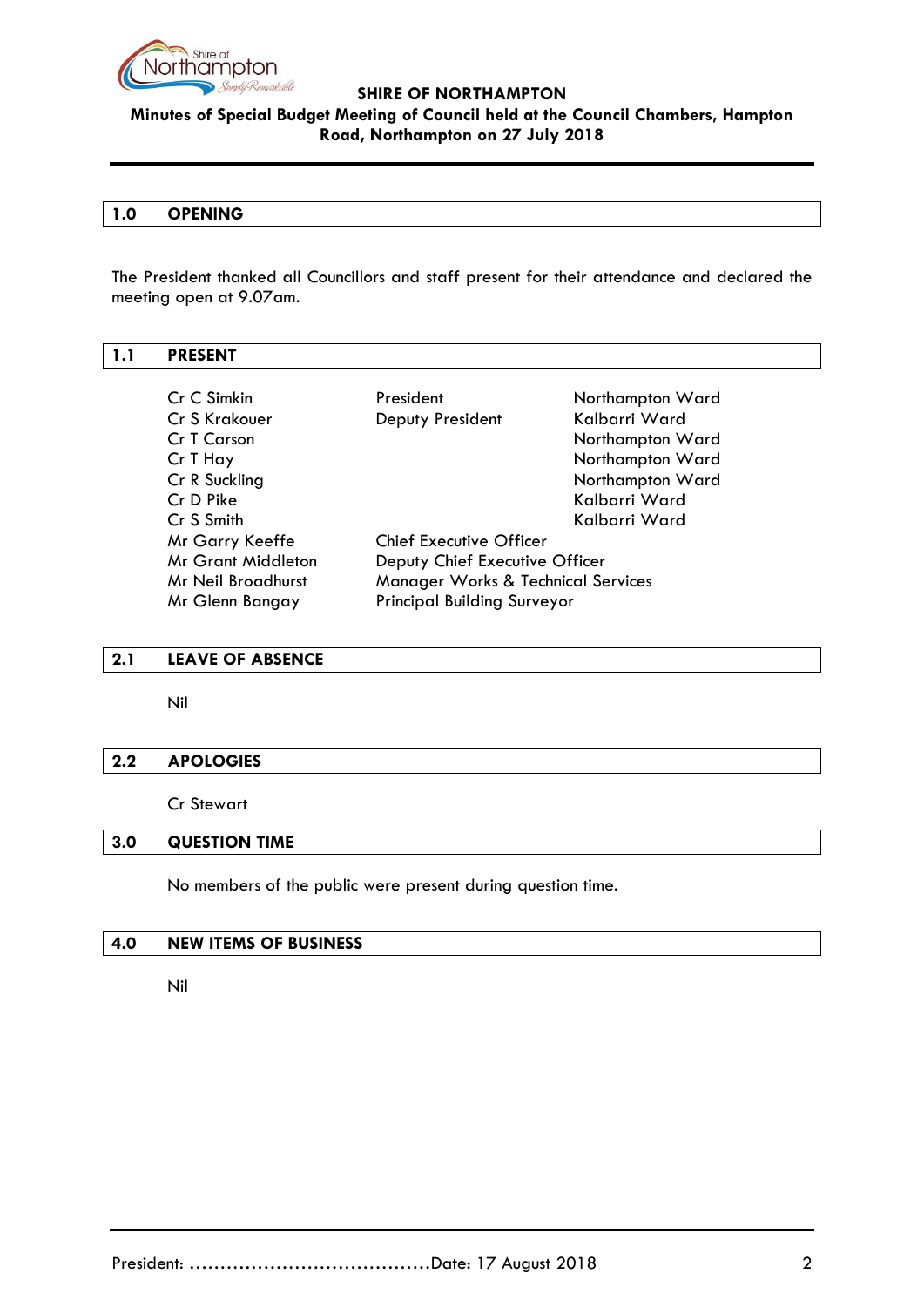**SHIRE OF NORTHAMPTON**

**Minutes of Special Budget Meeting of Council held at the Council Chambers, Hampton Road, Northampton on 27 July 2018**

## 1.0 OPENING

The President thanked all Councillors and staff present for their attendance and declared the meeting open at 9.07am.

## 1.1 PRESENT

| | | |
|---|---|---|
| Cr C Simkin | President | Northampton Ward |
| Cr S Krakouer | Deputy President | Kalbarri Ward |
| Cr T Carson | | Northampton Ward |
| Cr T Hay | | Northampton Ward |
| Cr R Suckling | | Northampton Ward |
| Cr D Pike | | Kalbarri Ward |
| Cr S Smith | | Kalbarri Ward |
| Mr Garry Keeffe | Chief Executive Officer | |
| Mr Grant Middleton | Deputy Chief Executive Officer | |
| Mr Neil Broadhurst | Manager Works & Technical Services | |
| Mr Glenn Bangay | Principal Building Surveyor | |

## 2.1 LEAVE OF ABSENCE

Nil

## 2.2 APOLOGIES

Cr Stewart

## 3.0 QUESTION TIME

No members of the public were present during question time.

## 4.0 NEW ITEMS OF BUSINESS

Nil

President: ......................................Date: 17 August 2018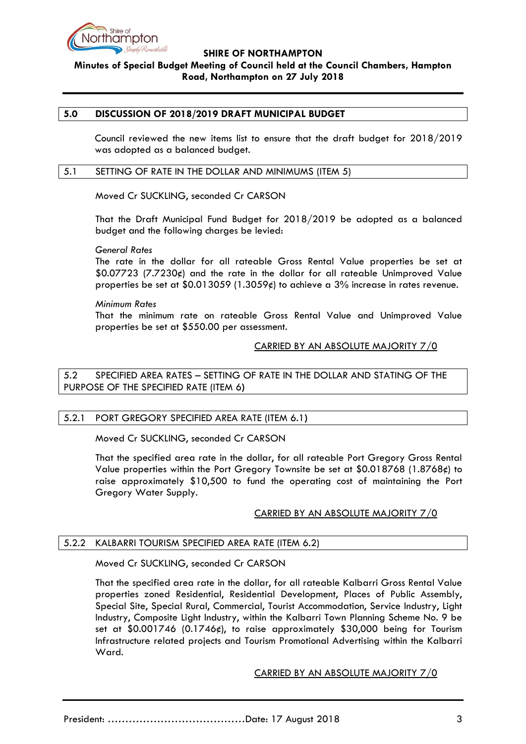## 5.0 DISCUSSION OF 2018/2019 DRAFT MUNICIPAL BUDGET

Council reviewed the new items list to ensure that the draft budget for 2018/2019 was adopted as a balanced budget.

### 5.1 SETTING OF RATE IN THE DOLLAR AND MINIMUMS (ITEM 5)

Moved Cr SUCKLING, seconded Cr CARSON

That the Draft Municipal Fund Budget for 2018/2019 be adopted as a balanced budget and the following charges be levied:

*General Rates*
The rate in the dollar for all rateable Gross Rental Value properties be set at $0.07723 (7.7230¢) and the rate in the dollar for all rateable Unimproved Value properties be set at $0.013059 (1.3059¢) to achieve a 3% increase in rates revenue.

*Minimum Rates*
That the minimum rate on rateable Gross Rental Value and Unimproved Value properties be set at $550.00 per assessment.

CARRIED BY AN ABSOLUTE MAJORITY 7/0

### 5.2 SPECIFIED AREA RATES – SETTING OF RATE IN THE DOLLAR AND STATING OF THE PURPOSE OF THE SPECIFIED RATE (ITEM 6)

#### 5.2.1 PORT GREGORY SPECIFIED AREA RATE (ITEM 6.1)

Moved Cr SUCKLING, seconded Cr CARSON

That the specified area rate in the dollar, for all rateable Port Gregory Gross Rental Value properties within the Port Gregory Townsite be set at $0.018768 (1.8768¢) to raise approximately $10,500 to fund the operating cost of maintaining the Port Gregory Water Supply.

CARRIED BY AN ABSOLUTE MAJORITY 7/0

#### 5.2.2 KALBARRI TOURISM SPECIFIED AREA RATE (ITEM 6.2)

Moved Cr SUCKLING, seconded Cr CARSON

That the specified area rate in the dollar, for all rateable Kalbarri Gross Rental Value properties zoned Residential, Residential Development, Places of Public Assembly, Special Site, Special Rural, Commercial, Tourist Accommodation, Service Industry, Light Industry, Composite Light Industry, within the Kalbarri Town Planning Scheme No. 9 be set at $0.001746 (0.1746¢), to raise approximately $30,000 being for Tourism Infrastructure related projects and Tourism Promotional Advertising within the Kalbarri Ward.

CARRIED BY AN ABSOLUTE MAJORITY 7/0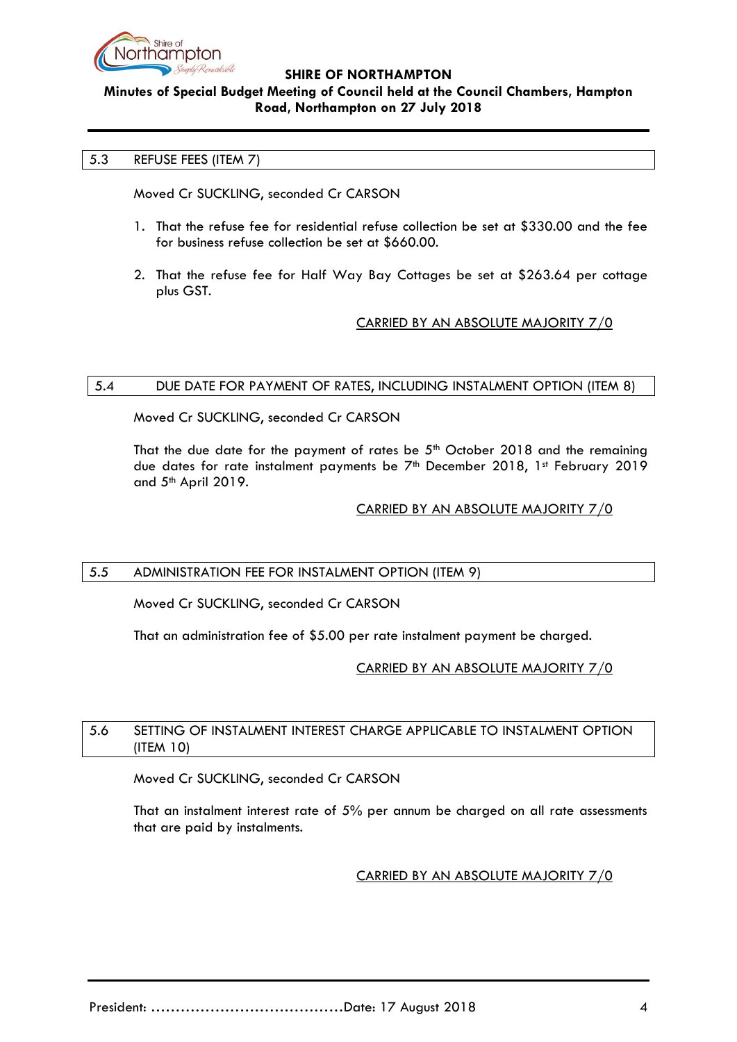## 5.3 REFUSE FEES (ITEM 7)

Moved Cr SUCKLING, seconded Cr CARSON

1. That the refuse fee for residential refuse collection be set at $330.00 and the fee for business refuse collection be set at $660.00.

2. That the refuse fee for Half Way Bay Cottages be set at $263.64 per cottage plus GST.

CARRIED BY AN ABSOLUTE MAJORITY 7/0

## 5.4 DUE DATE FOR PAYMENT OF RATES, INCLUDING INSTALMENT OPTION (ITEM 8)

Moved Cr SUCKLING, seconded Cr CARSON

That the due date for the payment of rates be 5th October 2018 and the remaining due dates for rate instalment payments be 7th December 2018, 1st February 2019 and 5th April 2019.

CARRIED BY AN ABSOLUTE MAJORITY 7/0

## 5.5 ADMINISTRATION FEE FOR INSTALMENT OPTION (ITEM 9)

Moved Cr SUCKLING, seconded Cr CARSON

That an administration fee of $5.00 per rate instalment payment be charged.

CARRIED BY AN ABSOLUTE MAJORITY 7/0

## 5.6 SETTING OF INSTALMENT INTEREST CHARGE APPLICABLE TO INSTALMENT OPTION (ITEM 10)

Moved Cr SUCKLING, seconded Cr CARSON

That an instalment interest rate of 5% per annum be charged on all rate assessments that are paid by instalments.

CARRIED BY AN ABSOLUTE MAJORITY 7/0

President: ........................................Date: 17 August 2018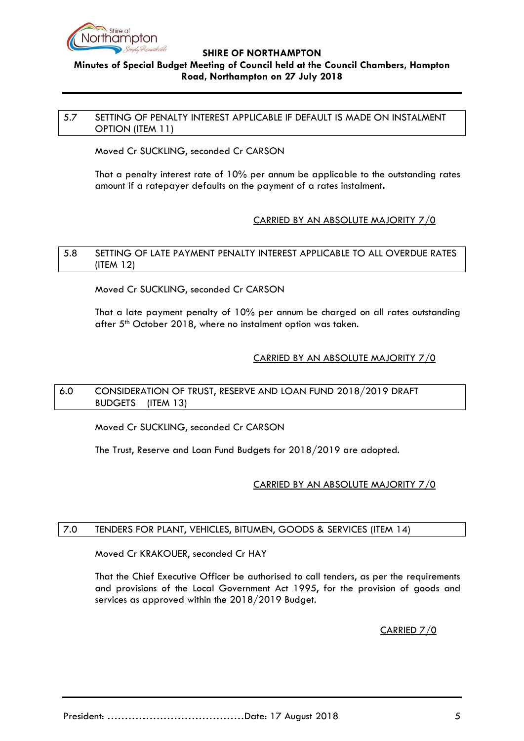## 5.7 SETTING OF PENALTY INTEREST APPLICABLE IF DEFAULT IS MADE ON INSTALMENT OPTION (ITEM 11)

Moved Cr SUCKLING, seconded Cr CARSON

That a penalty interest rate of 10% per annum be applicable to the outstanding rates amount if a ratepayer defaults on the payment of a rates instalment.

CARRIED BY AN ABSOLUTE MAJORITY 7/0

## 5.8 SETTING OF LATE PAYMENT PENALTY INTEREST APPLICABLE TO ALL OVERDUE RATES (ITEM 12)

Moved Cr SUCKLING, seconded Cr CARSON

That a late payment penalty of 10% per annum be charged on all rates outstanding after 5th October 2018, where no instalment option was taken.

CARRIED BY AN ABSOLUTE MAJORITY 7/0

## 6.0 CONSIDERATION OF TRUST, RESERVE AND LOAN FUND 2018/2019 DRAFT BUDGETS (ITEM 13)

Moved Cr SUCKLING, seconded Cr CARSON

The Trust, Reserve and Loan Fund Budgets for 2018/2019 are adopted.

CARRIED BY AN ABSOLUTE MAJORITY 7/0

## 7.0 TENDERS FOR PLANT, VEHICLES, BITUMEN, GOODS & SERVICES (ITEM 14)

Moved Cr KRAKOUER, seconded Cr HAY

That the Chief Executive Officer be authorised to call tenders, as per the requirements and provisions of the Local Government Act 1995, for the provision of goods and services as approved within the 2018/2019 Budget.

CARRIED 7/0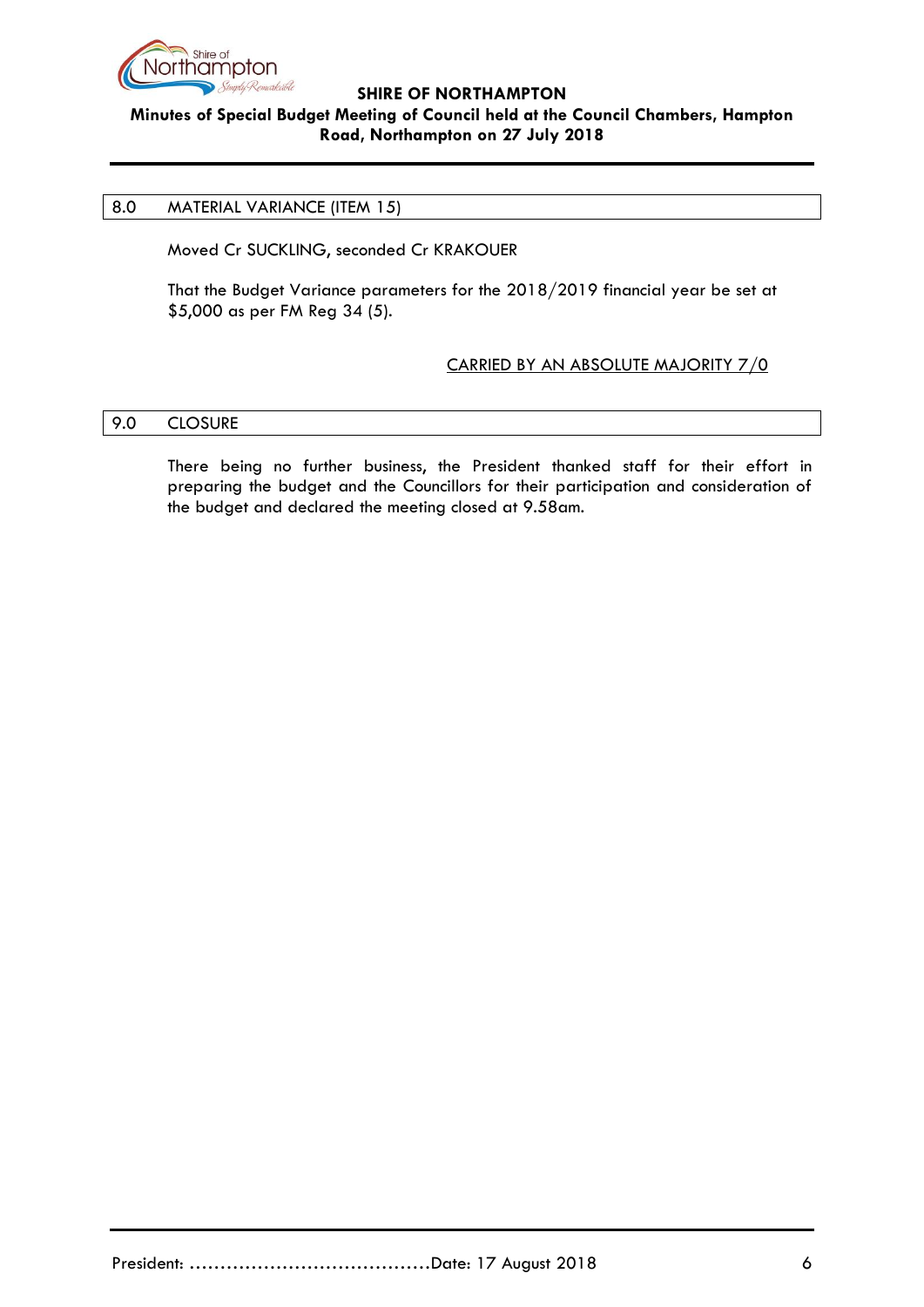## 8.0 MATERIAL VARIANCE (ITEM 15)

Moved Cr SUCKLING, seconded Cr KRAKOUER

That the Budget Variance parameters for the 2018/2019 financial year be set at $5,000 as per FM Reg 34 (5).

CARRIED BY AN ABSOLUTE MAJORITY 7/0

## 9.0 CLOSURE

There being no further business, the President thanked staff for their effort in preparing the budget and the Councillors for their participation and consideration of the budget and declared the meeting closed at 9.58am.

President: ……………………………………Date: 17 August 2018